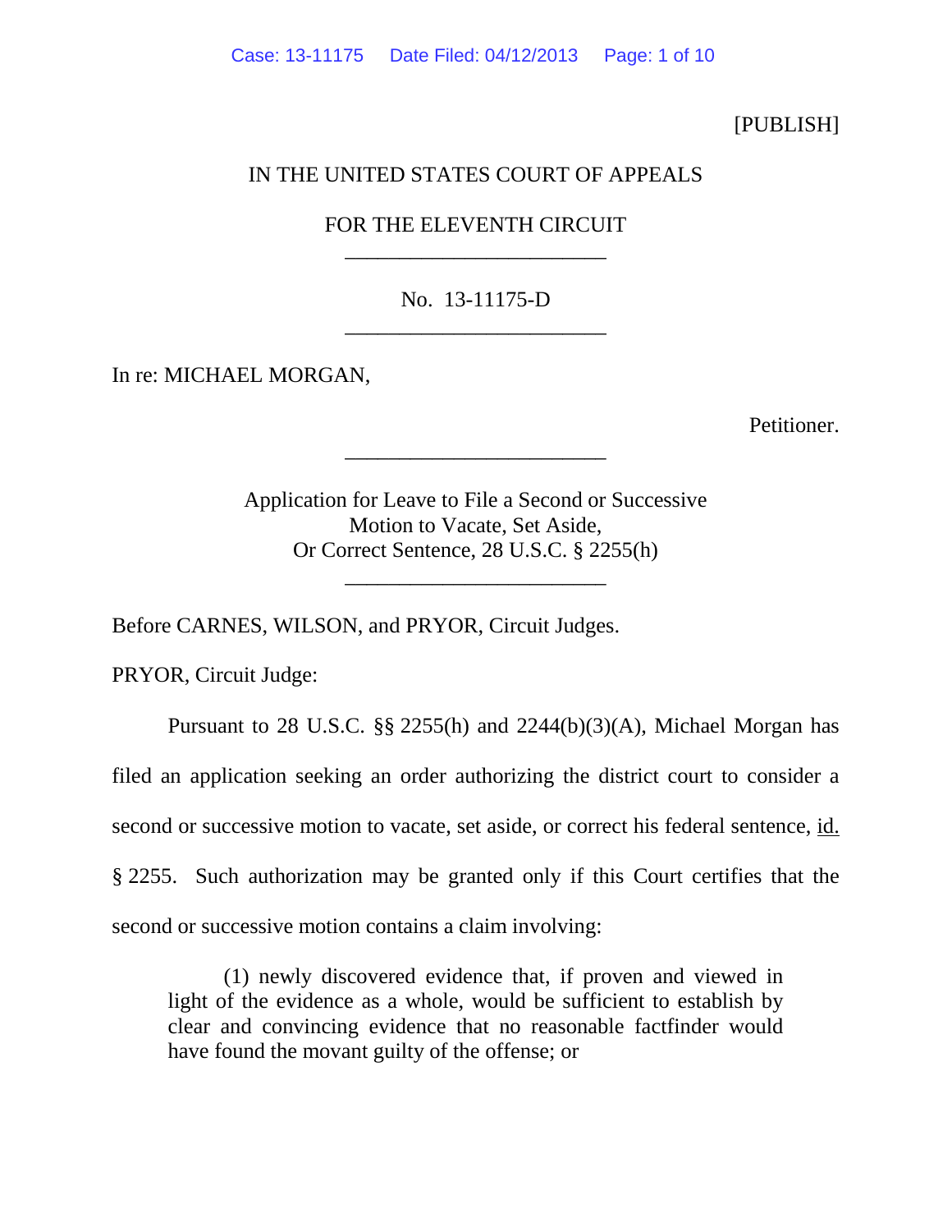[PUBLISH]

IN THE UNITED STATES COURT OF APPEALS

FOR THE ELEVENTH CIRCUIT

---

No. 13-11175-D

---

In re: MICHAEL MORGAN,

Petitioner.

---

Application for Leave to File a Second or Successive Motion to Vacate, Set Aside, Or Correct Sentence, 28 U.S.C. § 2255(h)

---

Before CARNES, WILSON, and PRYOR, Circuit Judges.

PRYOR, Circuit Judge:

Pursuant to 28 U.S.C. §§ 2255(h) and 2244(b)(3)(A), Michael Morgan has filed an application seeking an order authorizing the district court to consider a second or successive motion to vacate, set aside, or correct his federal sentence, id. § 2255. Such authorization may be granted only if this Court certifies that the second or successive motion contains a claim involving:

> (1) newly discovered evidence that, if proven and viewed in light of the evidence as a whole, would be sufficient to establish by clear and convincing evidence that no reasonable factfinder would have found the movant guilty of the offense; or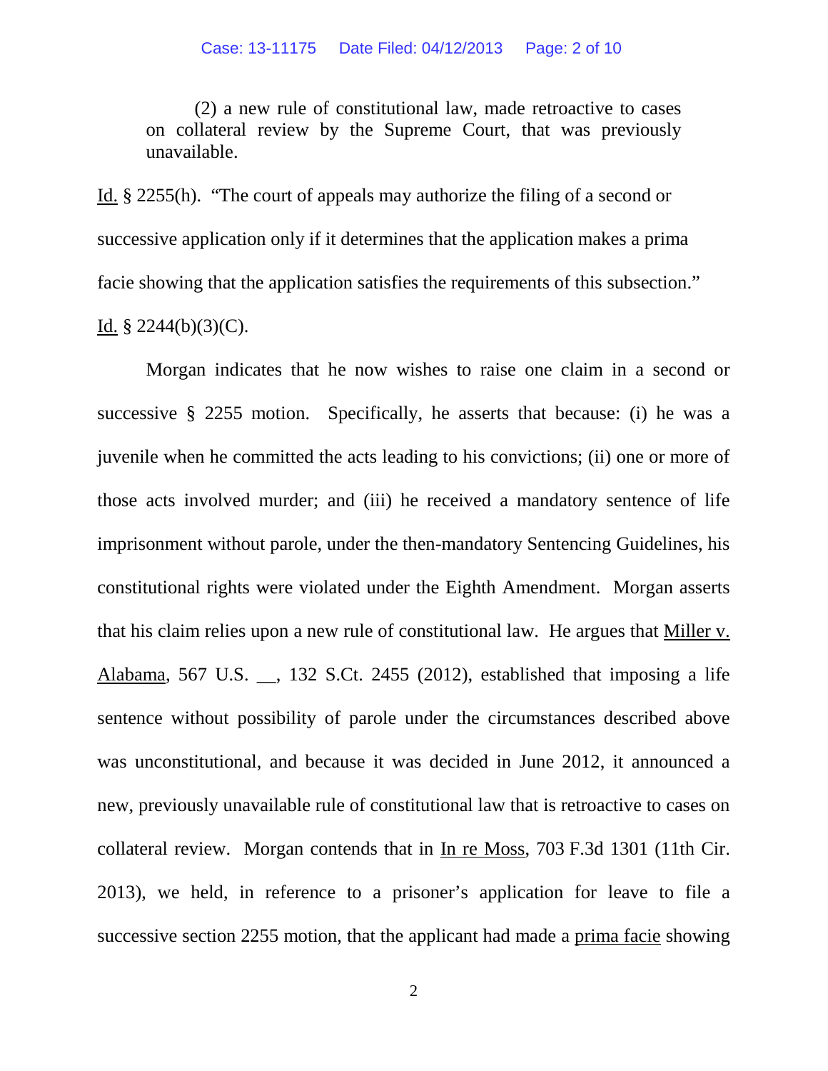> (2) a new rule of constitutional law, made retroactive to cases on collateral review by the Supreme Court, that was previously unavailable.

Id. § 2255(h). "The court of appeals may authorize the filing of a second or successive application only if it determines that the application makes a prima facie showing that the application satisfies the requirements of this subsection." Id. § 2244(b)(3)(C).

Morgan indicates that he now wishes to raise one claim in a second or successive § 2255 motion. Specifically, he asserts that because: (i) he was a juvenile when he committed the acts leading to his convictions; (ii) one or more of those acts involved murder; and (iii) he received a mandatory sentence of life imprisonment without parole, under the then-mandatory Sentencing Guidelines, his constitutional rights were violated under the Eighth Amendment. Morgan asserts that his claim relies upon a new rule of constitutional law. He argues that Miller v. Alabama, 567 U.S. __, 132 S.Ct. 2455 (2012), established that imposing a life sentence without possibility of parole under the circumstances described above was unconstitutional, and because it was decided in June 2012, it announced a new, previously unavailable rule of constitutional law that is retroactive to cases on collateral review. Morgan contends that in In re Moss, 703 F.3d 1301 (11th Cir. 2013), we held, in reference to a prisoner's application for leave to file a successive section 2255 motion, that the applicant had made a prima facie showing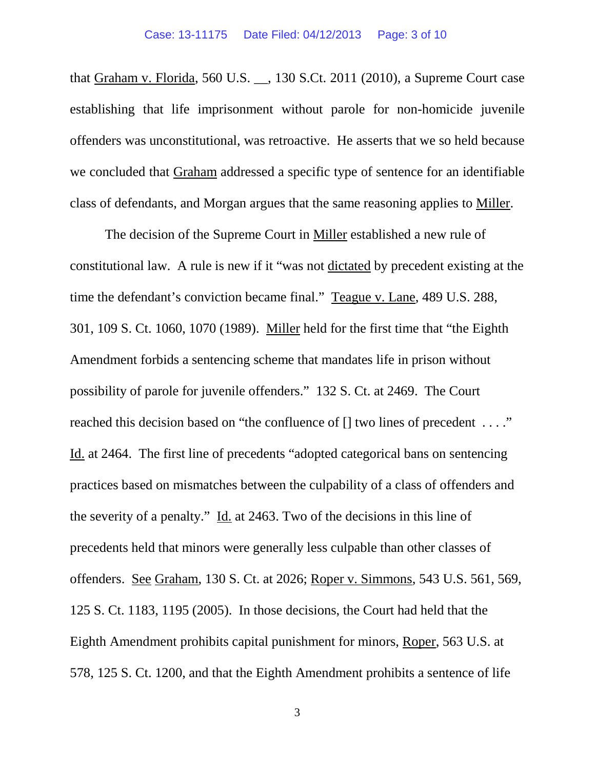that Graham v. Florida, 560 U.S. __, 130 S.Ct. 2011 (2010), a Supreme Court case establishing that life imprisonment without parole for non-homicide juvenile offenders was unconstitutional, was retroactive. He asserts that we so held because we concluded that Graham addressed a specific type of sentence for an identifiable class of defendants, and Morgan argues that the same reasoning applies to Miller.

The decision of the Supreme Court in Miller established a new rule of constitutional law. A rule is new if it "was not dictated by precedent existing at the time the defendant's conviction became final." Teague v. Lane, 489 U.S. 288, 301, 109 S. Ct. 1060, 1070 (1989). Miller held for the first time that "the Eighth Amendment forbids a sentencing scheme that mandates life in prison without possibility of parole for juvenile offenders." 132 S. Ct. at 2469. The Court reached this decision based on "the confluence of [] two lines of precedent . . . ." Id. at 2464. The first line of precedents "adopted categorical bans on sentencing practices based on mismatches between the culpability of a class of offenders and the severity of a penalty." Id. at 2463. Two of the decisions in this line of precedents held that minors were generally less culpable than other classes of offenders. See Graham, 130 S. Ct. at 2026; Roper v. Simmons, 543 U.S. 561, 569, 125 S. Ct. 1183, 1195 (2005). In those decisions, the Court had held that the Eighth Amendment prohibits capital punishment for minors, Roper, 563 U.S. at 578, 125 S. Ct. 1200, and that the Eighth Amendment prohibits a sentence of life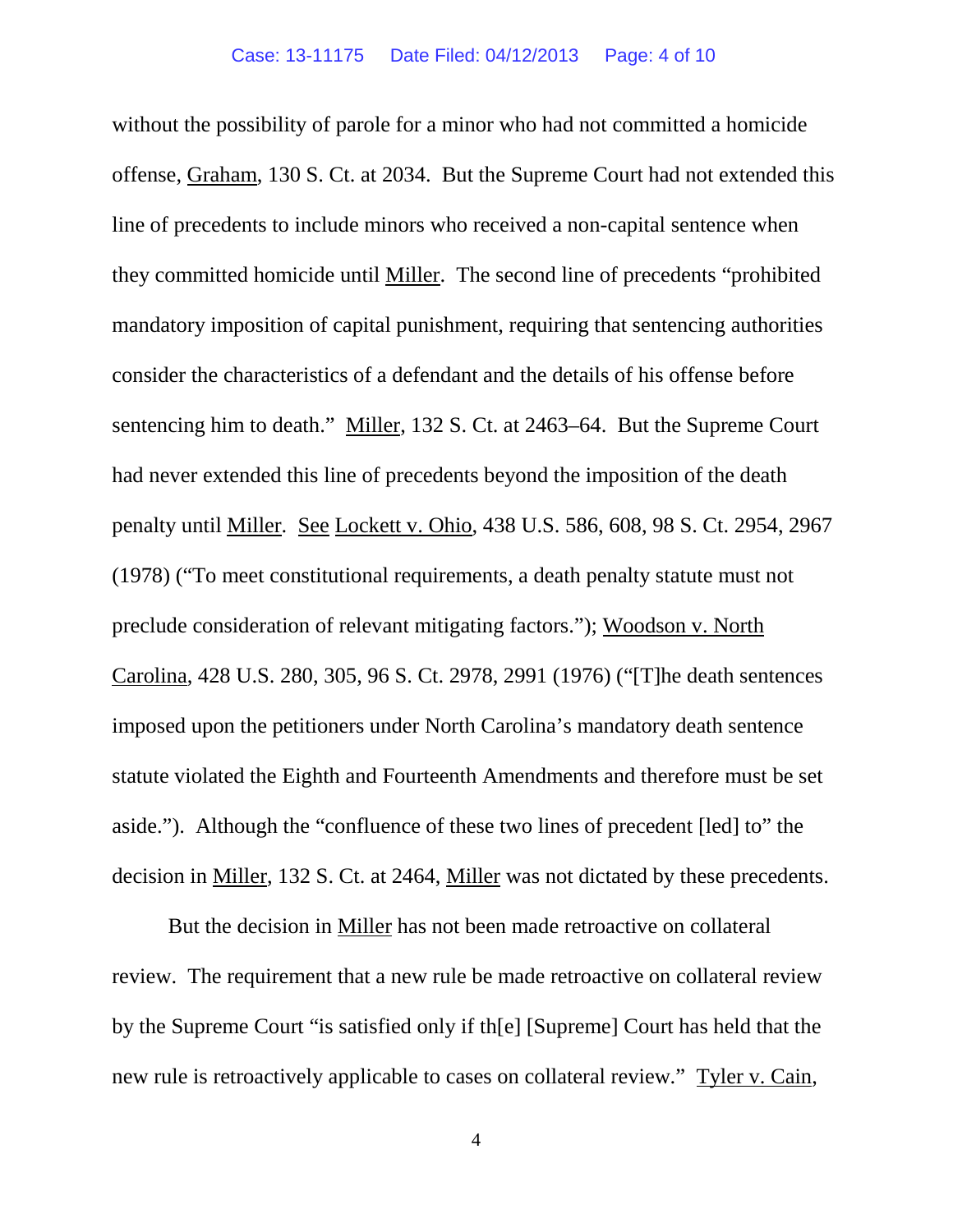without the possibility of parole for a minor who had not committed a homicide offense, Graham, 130 S. Ct. at 2034. But the Supreme Court had not extended this line of precedents to include minors who received a non-capital sentence when they committed homicide until Miller. The second line of precedents "prohibited mandatory imposition of capital punishment, requiring that sentencing authorities consider the characteristics of a defendant and the details of his offense before sentencing him to death." Miller, 132 S. Ct. at 2463–64. But the Supreme Court had never extended this line of precedents beyond the imposition of the death penalty until Miller. See Lockett v. Ohio, 438 U.S. 586, 608, 98 S. Ct. 2954, 2967 (1978) ("To meet constitutional requirements, a death penalty statute must not preclude consideration of relevant mitigating factors."); Woodson v. North Carolina, 428 U.S. 280, 305, 96 S. Ct. 2978, 2991 (1976) ("[T]he death sentences imposed upon the petitioners under North Carolina's mandatory death sentence statute violated the Eighth and Fourteenth Amendments and therefore must be set aside."). Although the "confluence of these two lines of precedent [led] to" the decision in Miller, 132 S. Ct. at 2464, Miller was not dictated by these precedents.

But the decision in Miller has not been made retroactive on collateral review. The requirement that a new rule be made retroactive on collateral review by the Supreme Court "is satisfied only if th[e] [Supreme] Court has held that the new rule is retroactively applicable to cases on collateral review." Tyler v. Cain,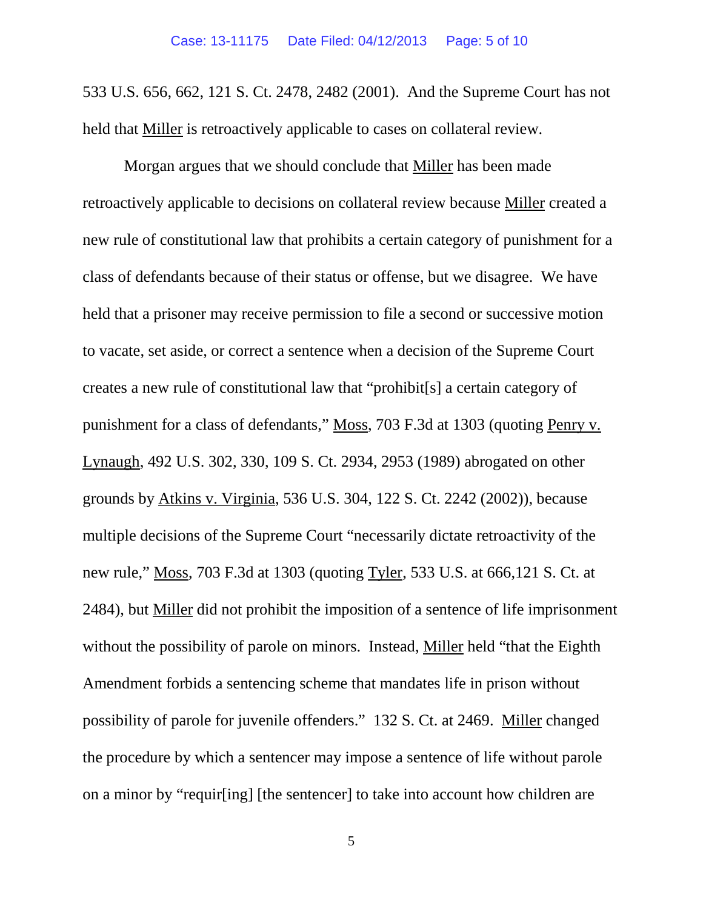533 U.S. 656, 662, 121 S. Ct. 2478, 2482 (2001). And the Supreme Court has not held that Miller is retroactively applicable to cases on collateral review.

Morgan argues that we should conclude that Miller has been made retroactively applicable to decisions on collateral review because Miller created a new rule of constitutional law that prohibits a certain category of punishment for a class of defendants because of their status or offense, but we disagree. We have held that a prisoner may receive permission to file a second or successive motion to vacate, set aside, or correct a sentence when a decision of the Supreme Court creates a new rule of constitutional law that "prohibit[s] a certain category of punishment for a class of defendants," Moss, 703 F.3d at 1303 (quoting Penry v. Lynaugh, 492 U.S. 302, 330, 109 S. Ct. 2934, 2953 (1989) abrogated on other grounds by Atkins v. Virginia, 536 U.S. 304, 122 S. Ct. 2242 (2002)), because multiple decisions of the Supreme Court "necessarily dictate retroactivity of the new rule," Moss, 703 F.3d at 1303 (quoting Tyler, 533 U.S. at 666,121 S. Ct. at 2484), but Miller did not prohibit the imposition of a sentence of life imprisonment without the possibility of parole on minors. Instead, Miller held "that the Eighth Amendment forbids a sentencing scheme that mandates life in prison without possibility of parole for juvenile offenders." 132 S. Ct. at 2469. Miller changed the procedure by which a sentencer may impose a sentence of life without parole on a minor by "requir[ing] [the sentencer] to take into account how children are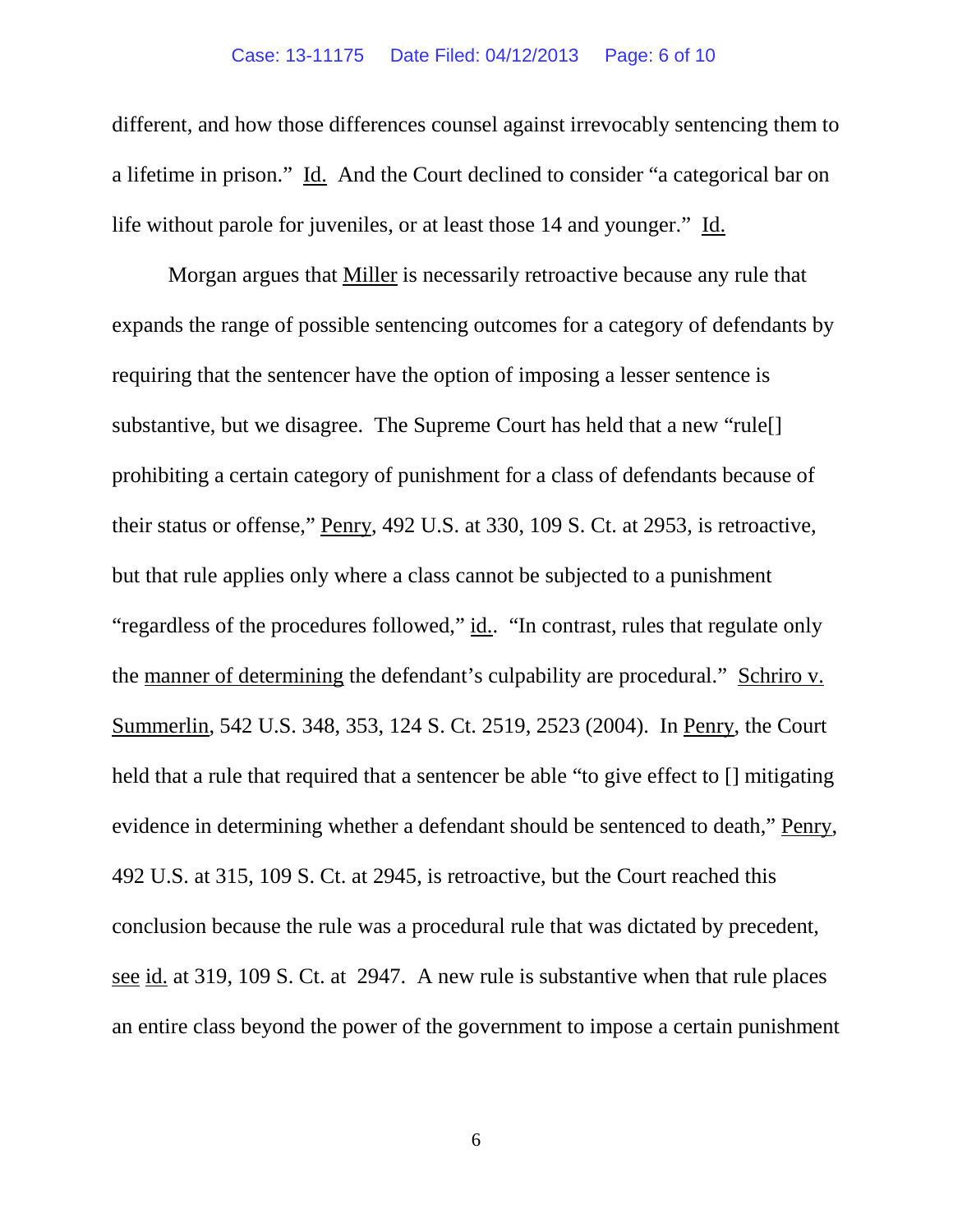different, and how those differences counsel against irrevocably sentencing them to a lifetime in prison." Id. And the Court declined to consider "a categorical bar on life without parole for juveniles, or at least those 14 and younger." Id.

Morgan argues that Miller is necessarily retroactive because any rule that expands the range of possible sentencing outcomes for a category of defendants by requiring that the sentencer have the option of imposing a lesser sentence is substantive, but we disagree. The Supreme Court has held that a new "rule[] prohibiting a certain category of punishment for a class of defendants because of their status or offense," Penry, 492 U.S. at 330, 109 S. Ct. at 2953, is retroactive, but that rule applies only where a class cannot be subjected to a punishment "regardless of the procedures followed," id.. "In contrast, rules that regulate only the manner of determining the defendant's culpability are procedural." Schriro v. Summerlin, 542 U.S. 348, 353, 124 S. Ct. 2519, 2523 (2004). In Penry, the Court held that a rule that required that a sentencer be able "to give effect to [] mitigating evidence in determining whether a defendant should be sentenced to death," Penry, 492 U.S. at 315, 109 S. Ct. at 2945, is retroactive, but the Court reached this conclusion because the rule was a procedural rule that was dictated by precedent, see id. at 319, 109 S. Ct. at 2947. A new rule is substantive when that rule places an entire class beyond the power of the government to impose a certain punishment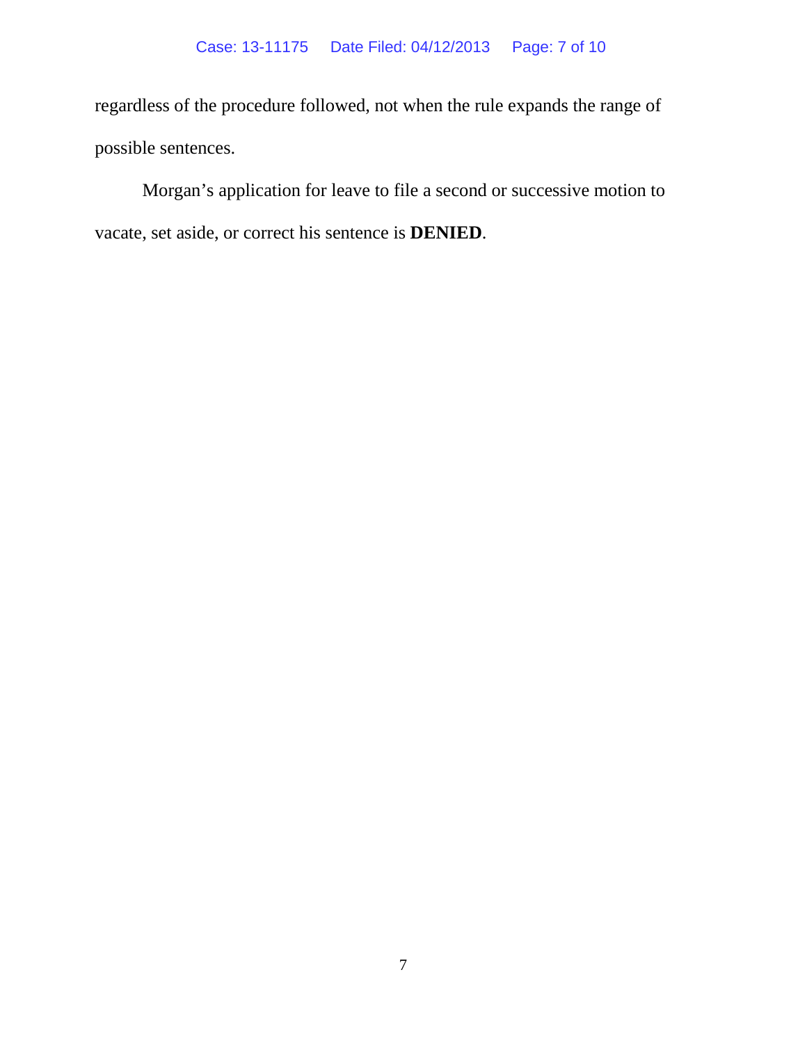regardless of the procedure followed, not when the rule expands the range of possible sentences.

Morgan's application for leave to file a second or successive motion to vacate, set aside, or correct his sentence is **DENIED**.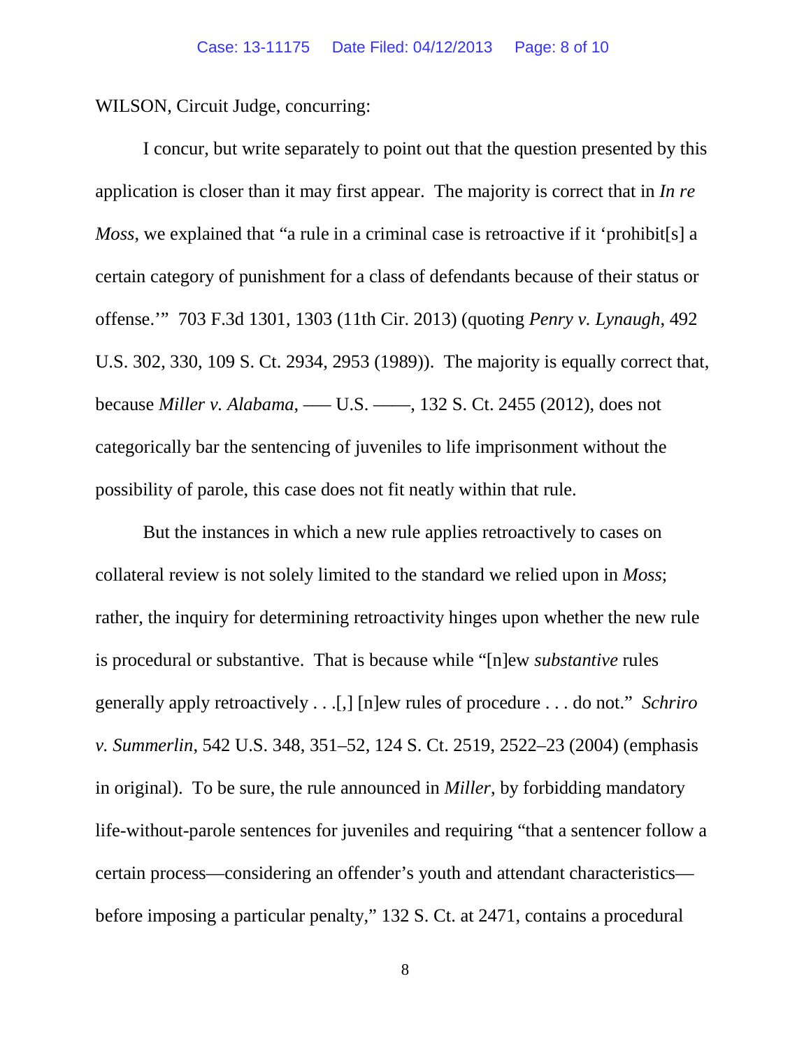WILSON, Circuit Judge, concurring:

I concur, but write separately to point out that the question presented by this application is closer than it may first appear. The majority is correct that in *In re Moss*, we explained that "a rule in a criminal case is retroactive if it 'prohibit[s] a certain category of punishment for a class of defendants because of their status or offense.'" 703 F.3d 1301, 1303 (11th Cir. 2013) (quoting *Penry v. Lynaugh*, 492 U.S. 302, 330, 109 S. Ct. 2934, 2953 (1989)). The majority is equally correct that, because *Miller v. Alabama*, ––– U.S. ––––, 132 S. Ct. 2455 (2012), does not categorically bar the sentencing of juveniles to life imprisonment without the possibility of parole, this case does not fit neatly within that rule.

But the instances in which a new rule applies retroactively to cases on collateral review is not solely limited to the standard we relied upon in *Moss*; rather, the inquiry for determining retroactivity hinges upon whether the new rule is procedural or substantive. That is because while "[n]ew *substantive* rules generally apply retroactively . . .[,] [n]ew rules of procedure . . . do not." *Schriro v. Summerlin*, 542 U.S. 348, 351–52, 124 S. Ct. 2519, 2522–23 (2004) (emphasis in original). To be sure, the rule announced in *Miller*, by forbidding mandatory life-without-parole sentences for juveniles and requiring "that a sentencer follow a certain process—considering an offender's youth and attendant characteristics—before imposing a particular penalty," 132 S. Ct. at 2471, contains a procedural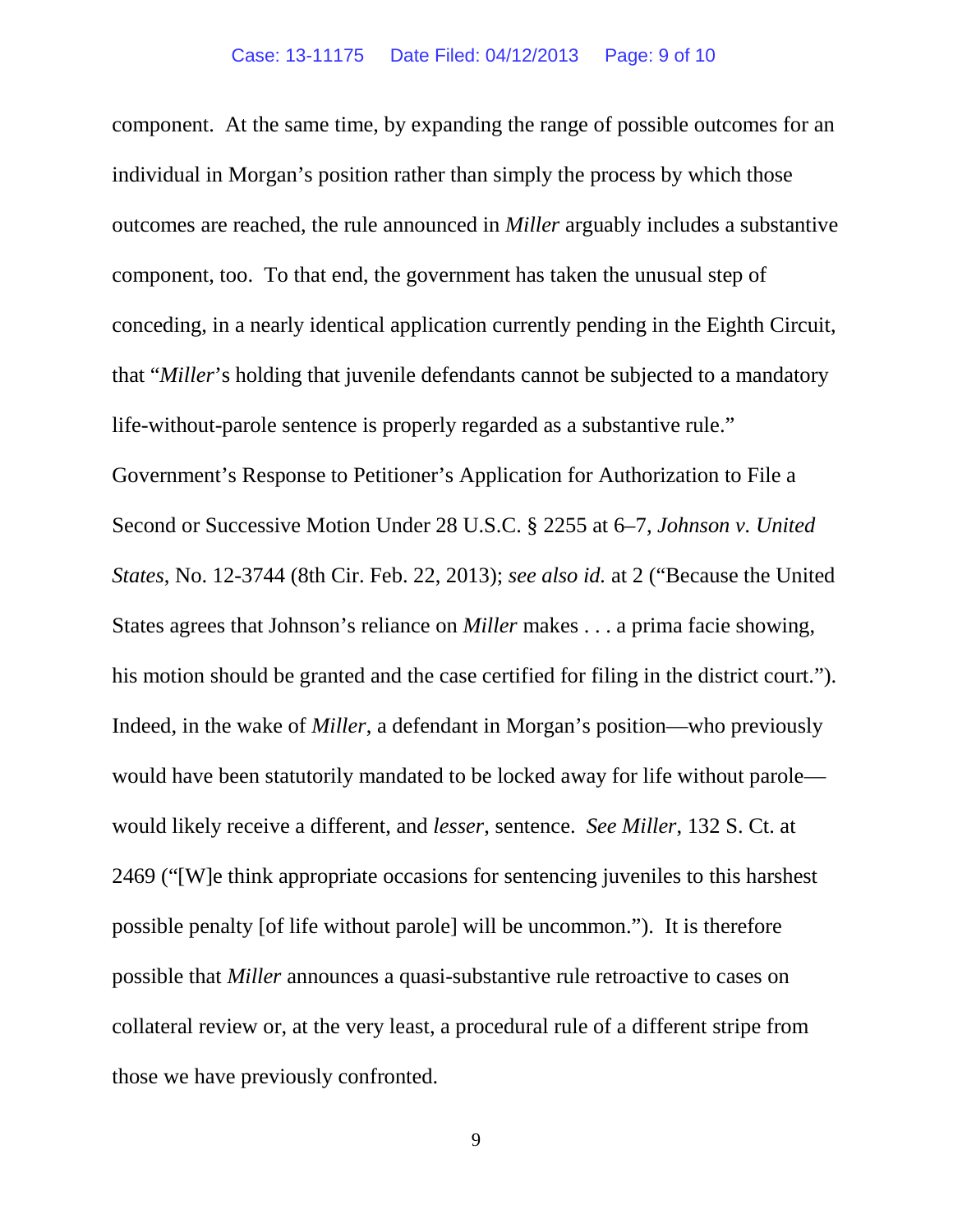component. At the same time, by expanding the range of possible outcomes for an individual in Morgan's position rather than simply the process by which those outcomes are reached, the rule announced in *Miller* arguably includes a substantive component, too. To that end, the government has taken the unusual step of conceding, in a nearly identical application currently pending in the Eighth Circuit, that "*Miller*'s holding that juvenile defendants cannot be subjected to a mandatory life-without-parole sentence is properly regarded as a substantive rule." Government's Response to Petitioner's Application for Authorization to File a Second or Successive Motion Under 28 U.S.C. § 2255 at 6–7, *Johnson v. United States*, No. 12-3744 (8th Cir. Feb. 22, 2013); *see also id.* at 2 ("Because the United States agrees that Johnson's reliance on *Miller* makes . . . a prima facie showing, his motion should be granted and the case certified for filing in the district court."). Indeed, in the wake of *Miller*, a defendant in Morgan's position—who previously would have been statutorily mandated to be locked away for life without parole—would likely receive a different, and *lesser*, sentence. *See Miller*, 132 S. Ct. at 2469 ("[W]e think appropriate occasions for sentencing juveniles to this harshest possible penalty [of life without parole] will be uncommon."). It is therefore possible that *Miller* announces a quasi-substantive rule retroactive to cases on collateral review or, at the very least, a procedural rule of a different stripe from those we have previously confronted.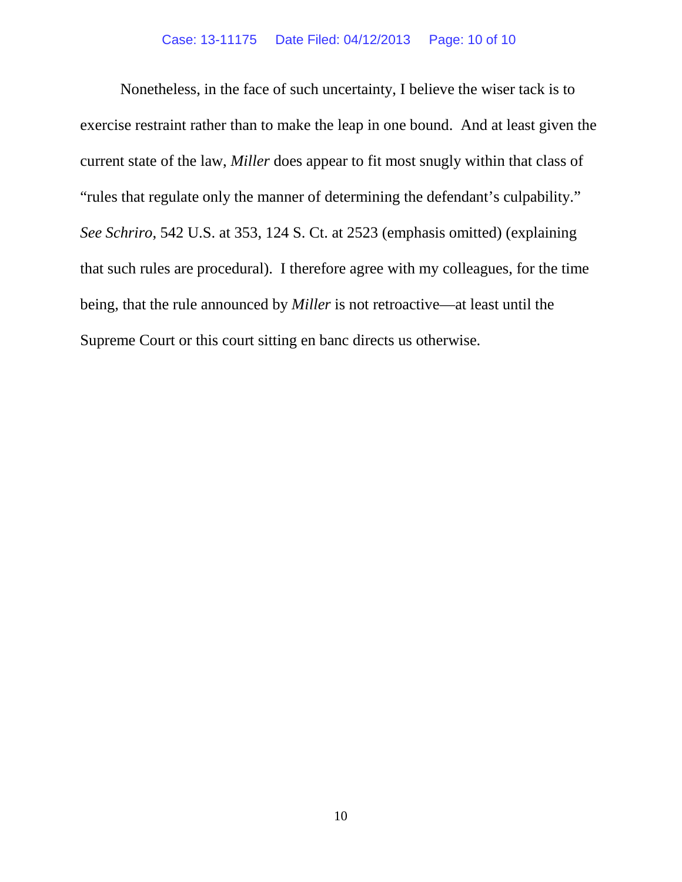Nonetheless, in the face of such uncertainty, I believe the wiser tack is to exercise restraint rather than to make the leap in one bound. And at least given the current state of the law, *Miller* does appear to fit most snugly within that class of "rules that regulate only the manner of determining the defendant's culpability." *See Schriro*, 542 U.S. at 353, 124 S. Ct. at 2523 (emphasis omitted) (explaining that such rules are procedural). I therefore agree with my colleagues, for the time being, that the rule announced by *Miller* is not retroactive—at least until the Supreme Court or this court sitting en banc directs us otherwise.